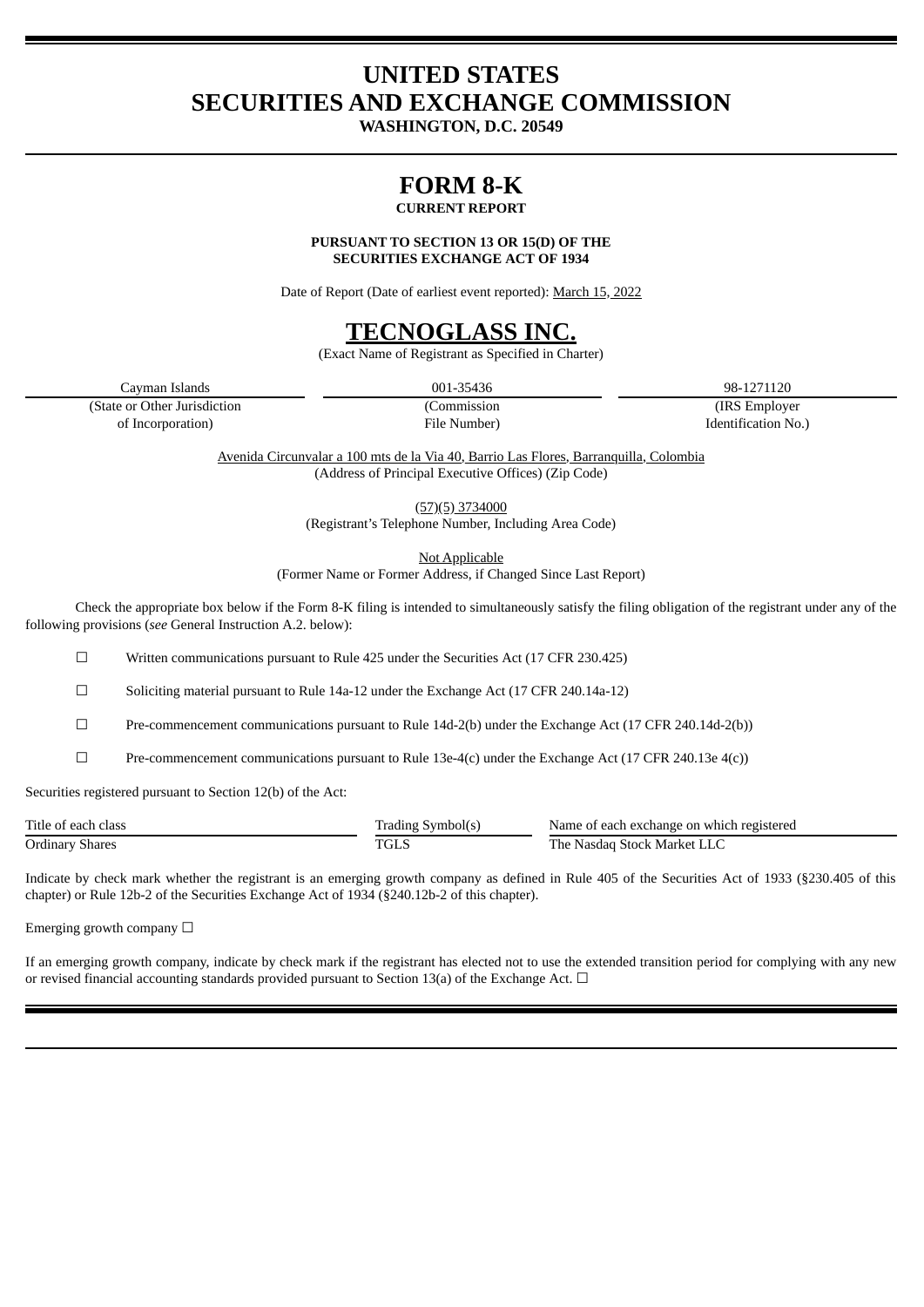# UNITED STATES
# SECURITIES AND EXCHANGE COMMISSION
**WASHINGTON, D.C. 20549**

# FORM 8-K
**CURRENT REPORT**

**PURSUANT TO SECTION 13 OR 15(D) OF THE SECURITIES EXCHANGE ACT OF 1934**

Date of Report (Date of earliest event reported): March 15, 2022

# TECNOGLASS INC.
(Exact Name of Registrant as Specified in Charter)

| Cayman Islands | 001-35436 | 98-1271120 |
|---|---|---|
| (State or Other Jurisdiction of Incorporation) | (Commission File Number) | (IRS Employer Identification No.) |

Avenida Circunvalar a 100 mts de la Via 40, Barrio Las Flores, Barranquilla, Colombia
(Address of Principal Executive Offices) (Zip Code)

(57)(5) 3734000
(Registrant's Telephone Number, Including Area Code)

Not Applicable
(Former Name or Former Address, if Changed Since Last Report)

Check the appropriate box below if the Form 8-K filing is intended to simultaneously satisfy the filing obligation of the registrant under any of the following provisions (*see* General Instruction A.2. below):

☐ Written communications pursuant to Rule 425 under the Securities Act (17 CFR 230.425)

☐ Soliciting material pursuant to Rule 14a-12 under the Exchange Act (17 CFR 240.14a-12)

☐ Pre-commencement communications pursuant to Rule 14d-2(b) under the Exchange Act (17 CFR 240.14d-2(b))

☐ Pre-commencement communications pursuant to Rule 13e-4(c) under the Exchange Act (17 CFR 240.13e 4(c))

Securities registered pursuant to Section 12(b) of the Act:

| Title of each class | Trading Symbol(s) | Name of each exchange on which registered |
|---|---|---|
| Ordinary Shares | TGLS | The Nasdaq Stock Market LLC |

Indicate by check mark whether the registrant is an emerging growth company as defined in Rule 405 of the Securities Act of 1933 (§230.405 of this chapter) or Rule 12b-2 of the Securities Exchange Act of 1934 (§240.12b-2 of this chapter).

Emerging growth company ☐

If an emerging growth company, indicate by check mark if the registrant has elected not to use the extended transition period for complying with any new or revised financial accounting standards provided pursuant to Section 13(a) of the Exchange Act. ☐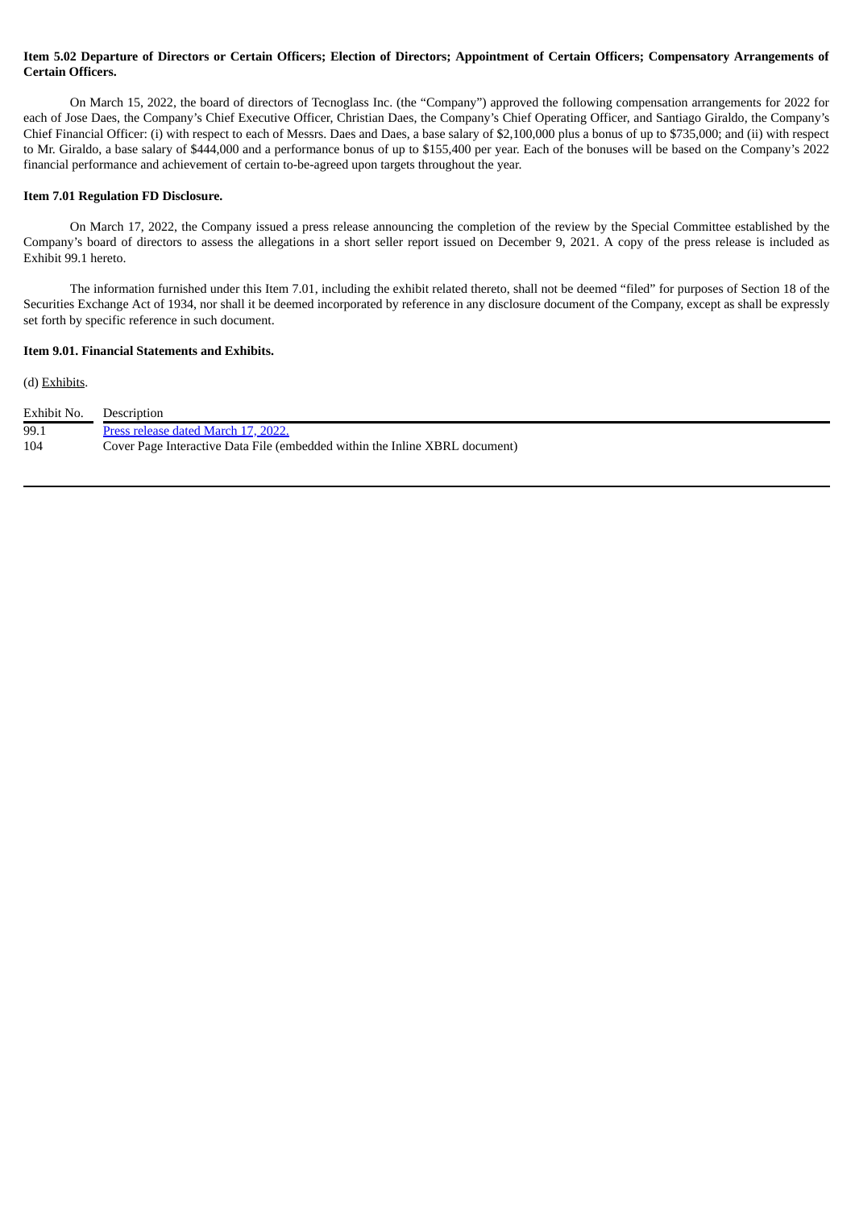**Item 5.02 Departure of Directors or Certain Officers; Election of Directors; Appointment of Certain Officers; Compensatory Arrangements of Certain Officers.**

On March 15, 2022, the board of directors of Tecnoglass Inc. (the "Company") approved the following compensation arrangements for 2022 for each of Jose Daes, the Company's Chief Executive Officer, Christian Daes, the Company's Chief Operating Officer, and Santiago Giraldo, the Company's Chief Financial Officer: (i) with respect to each of Messrs. Daes and Daes, a base salary of $2,100,000 plus a bonus of up to $735,000; and (ii) with respect to Mr. Giraldo, a base salary of $444,000 and a performance bonus of up to $155,400 per year. Each of the bonuses will be based on the Company's 2022 financial performance and achievement of certain to-be-agreed upon targets throughout the year.

**Item 7.01 Regulation FD Disclosure.**

On March 17, 2022, the Company issued a press release announcing the completion of the review by the Special Committee established by the Company's board of directors to assess the allegations in a short seller report issued on December 9, 2021. A copy of the press release is included as Exhibit 99.1 hereto.

The information furnished under this Item 7.01, including the exhibit related thereto, shall not be deemed "filed" for purposes of Section 18 of the Securities Exchange Act of 1934, nor shall it be deemed incorporated by reference in any disclosure document of the Company, except as shall be expressly set forth by specific reference in such document.

**Item 9.01. Financial Statements and Exhibits.**

(d) Exhibits.

| Exhibit No. | Description |
|---|---|
| 99.1 | Press release dated March 17, 2022. |
| 104 | Cover Page Interactive Data File (embedded within the Inline XBRL document) |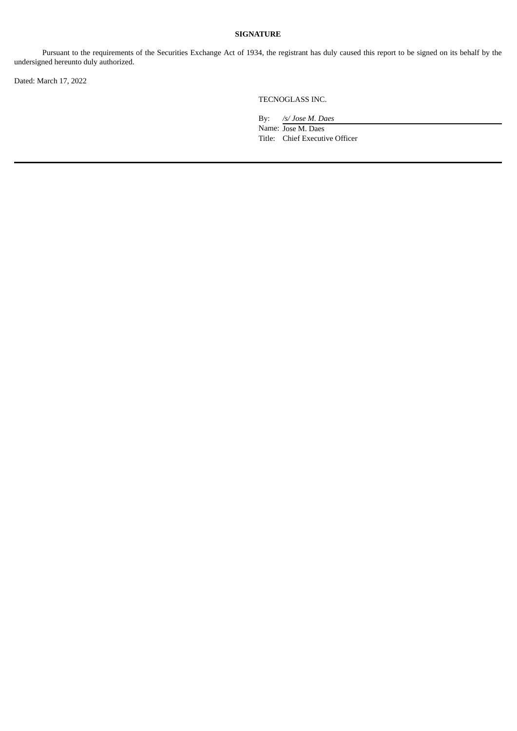**SIGNATURE**

Pursuant to the requirements of the Securities Exchange Act of 1934, the registrant has duly caused this report to be signed on its behalf by the undersigned hereunto duly authorized.

Dated: March 17, 2022

TECNOGLASS INC.

By: */s/ Jose M. Daes*

Name: Jose M. Daes

Title: Chief Executive Officer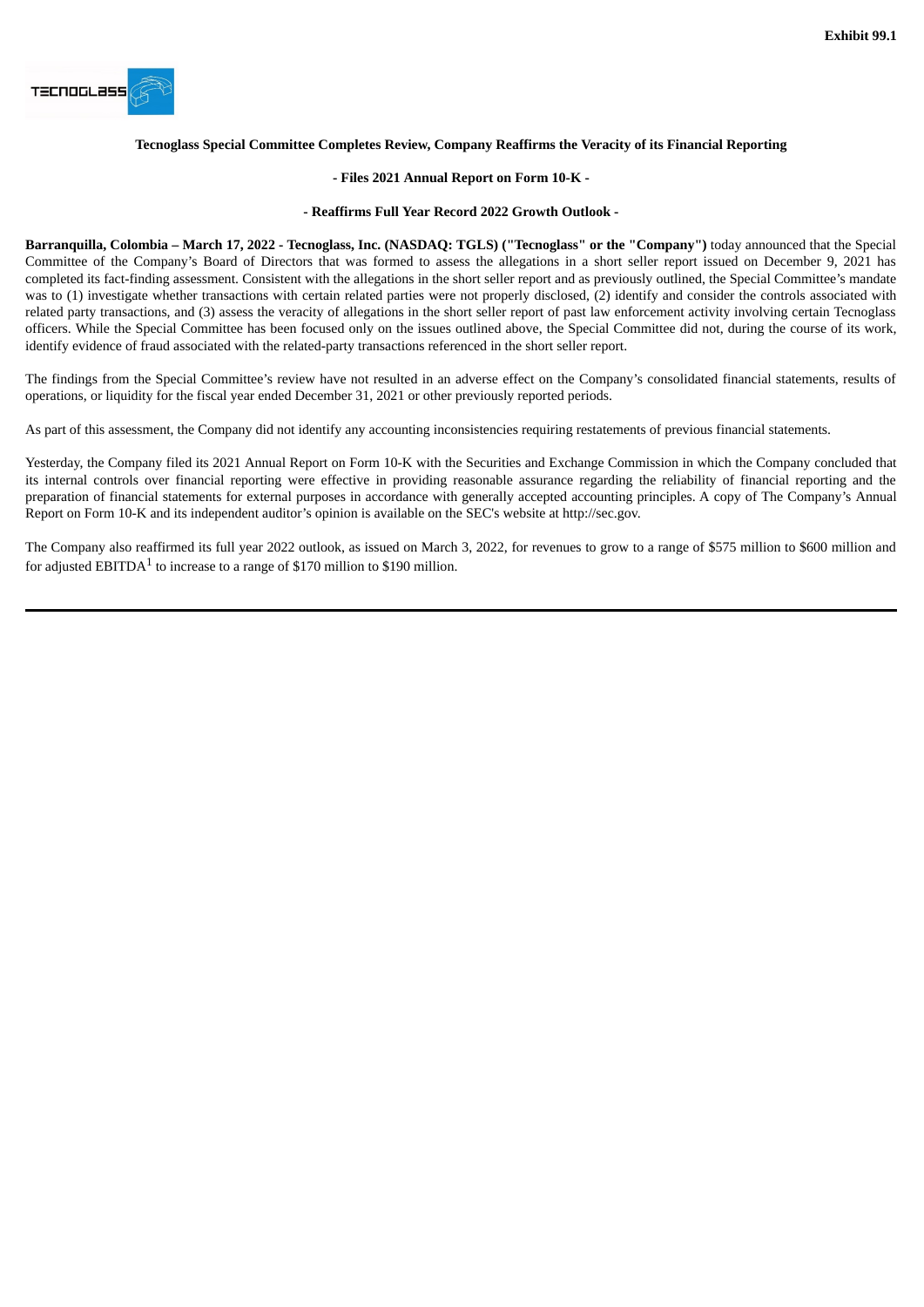**Exhibit 99.1**

**Tecnoglass Special Committee Completes Review, Company Reaffirms the Veracity of its Financial Reporting**

**- Files 2021 Annual Report on Form 10-K -**

**- Reaffirms Full Year Record 2022 Growth Outlook -**

**Barranquilla, Colombia – March 17, 2022 - Tecnoglass, Inc. (NASDAQ: TGLS) ("Tecnoglass" or the "Company")** today announced that the Special Committee of the Company's Board of Directors that was formed to assess the allegations in a short seller report issued on December 9, 2021 has completed its fact-finding assessment. Consistent with the allegations in the short seller report and as previously outlined, the Special Committee's mandate was to (1) investigate whether transactions with certain related parties were not properly disclosed, (2) identify and consider the controls associated with related party transactions, and (3) assess the veracity of allegations in the short seller report of past law enforcement activity involving certain Tecnoglass officers. While the Special Committee has been focused only on the issues outlined above, the Special Committee did not, during the course of its work, identify evidence of fraud associated with the related-party transactions referenced in the short seller report.

The findings from the Special Committee's review have not resulted in an adverse effect on the Company's consolidated financial statements, results of operations, or liquidity for the fiscal year ended December 31, 2021 or other previously reported periods.

As part of this assessment, the Company did not identify any accounting inconsistencies requiring restatements of previous financial statements.

Yesterday, the Company filed its 2021 Annual Report on Form 10-K with the Securities and Exchange Commission in which the Company concluded that its internal controls over financial reporting were effective in providing reasonable assurance regarding the reliability of financial reporting and the preparation of financial statements for external purposes in accordance with generally accepted accounting principles. A copy of The Company's Annual Report on Form 10-K and its independent auditor's opinion is available on the SEC's website at http://sec.gov.

The Company also reaffirmed its full year 2022 outlook, as issued on March 3, 2022, for revenues to grow to a range of $575 million to $600 million and for adjusted EBITDA[1] to increase to a range of $170 million to $190 million.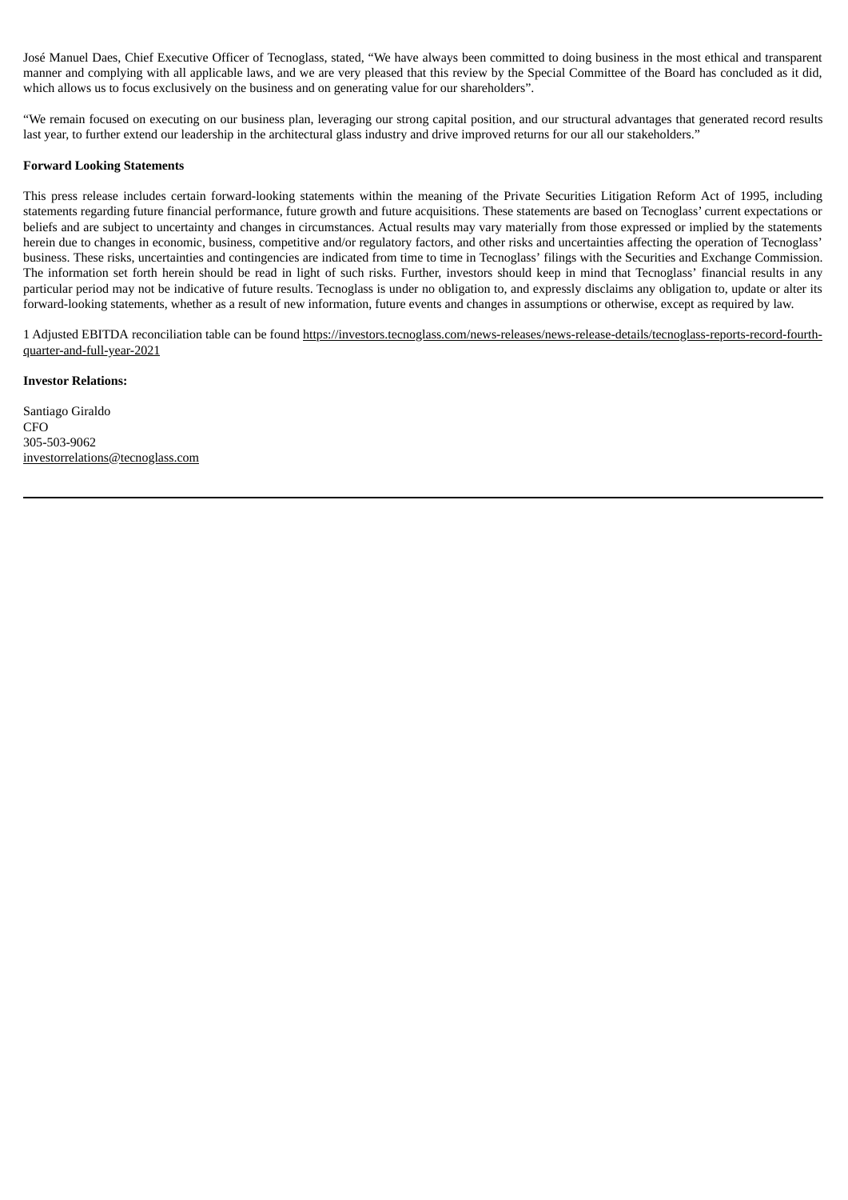José Manuel Daes, Chief Executive Officer of Tecnoglass, stated, "We have always been committed to doing business in the most ethical and transparent manner and complying with all applicable laws, and we are very pleased that this review by the Special Committee of the Board has concluded as it did, which allows us to focus exclusively on the business and on generating value for our shareholders".

"We remain focused on executing on our business plan, leveraging our strong capital position, and our structural advantages that generated record results last year, to further extend our leadership in the architectural glass industry and drive improved returns for our all our stakeholders."

**Forward Looking Statements**

This press release includes certain forward-looking statements within the meaning of the Private Securities Litigation Reform Act of 1995, including statements regarding future financial performance, future growth and future acquisitions. These statements are based on Tecnoglass' current expectations or beliefs and are subject to uncertainty and changes in circumstances. Actual results may vary materially from those expressed or implied by the statements herein due to changes in economic, business, competitive and/or regulatory factors, and other risks and uncertainties affecting the operation of Tecnoglass' business. These risks, uncertainties and contingencies are indicated from time to time in Tecnoglass' filings with the Securities and Exchange Commission. The information set forth herein should be read in light of such risks. Further, investors should keep in mind that Tecnoglass' financial results in any particular period may not be indicative of future results. Tecnoglass is under no obligation to, and expressly disclaims any obligation to, update or alter its forward-looking statements, whether as a result of new information, future events and changes in assumptions or otherwise, except as required by law.

1 Adjusted EBITDA reconciliation table can be found https://investors.tecnoglass.com/news-releases/news-release-details/tecnoglass-reports-record-fourth-quarter-and-full-year-2021

**Investor Relations:**

Santiago Giraldo
CFO
305-503-9062
investorrelations@tecnoglass.com